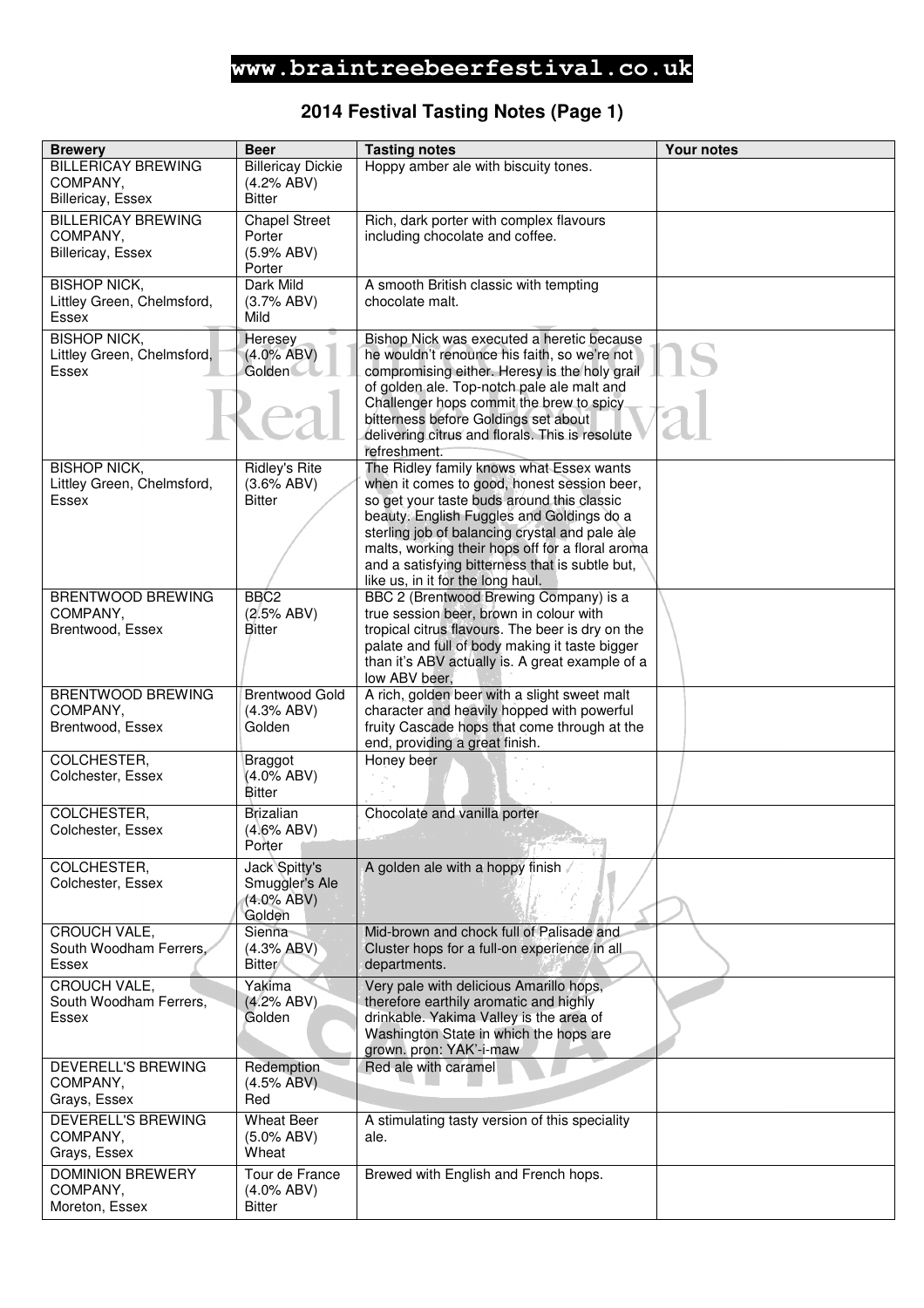# www.braintreebeerfestival.co.uk

## 2014 Festival Tasting Notes (Page 1)

| Brewery | Beer | Tasting notes | Your notes |
|---|---|---|---|
| BILLERICAY BREWING COMPANY, Billericay, Essex | Billericay Dickie (4.2% ABV) Bitter | Hoppy amber ale with biscuity tones. | |
| BILLERICAY BREWING COMPANY, Billericay, Essex | Chapel Street Porter (5.9% ABV) Porter | Rich, dark porter with complex flavours including chocolate and coffee. | |
| BISHOP NICK, Littley Green, Chelmsford, Essex | Dark Mild (3.7% ABV) Mild | A smooth British classic with tempting chocolate malt. | |
| BISHOP NICK, Littley Green, Chelmsford, Essex | Heresey (4.0% ABV) Golden | Bishop Nick was executed a heretic because he wouldn't renounce his faith, so we're not compromising either. Heresy is the holy grail of golden ale. Top-notch pale ale malt and Challenger hops commit the brew to spicy bitterness before Goldings set about delivering citrus and florals. This is resolute refreshment. | |
| BISHOP NICK, Littley Green, Chelmsford, Essex | Ridley's Rite (3.6% ABV) Bitter | The Ridley family knows what Essex wants when it comes to good, honest session beer, so get your taste buds around this classic beauty. English Fuggles and Goldings do a sterling job of balancing crystal and pale ale malts, working their hops off for a floral aroma and a satisfying bitterness that is subtle but, like us, in it for the long haul. | |
| BRENTWOOD BREWING COMPANY, Brentwood, Essex | BBC2 (2.5% ABV) Bitter | BBC 2 (Brentwood Brewing Company) is a true session beer, brown in colour with tropical citrus flavours. The beer is dry on the palate and full of body making it taste bigger than it's ABV actually is. A great example of a low ABV beer. | |
| BRENTWOOD BREWING COMPANY, Brentwood, Essex | Brentwood Gold (4.3% ABV) Golden | A rich, golden beer with a slight sweet malt character and heavily hopped with powerful fruity Cascade hops that come through at the end, providing a great finish. | |
| COLCHESTER, Colchester, Essex | Braggot (4.0% ABV) Bitter | Honey beer | |
| COLCHESTER, Colchester, Essex | Brizalian (4.6% ABV) Porter | Chocolate and vanilla porter | |
| COLCHESTER, Colchester, Essex | Jack Spitty's Smuggler's Ale (4.0% ABV) Golden | A golden ale with a hoppy finish | |
| CROUCH VALE, South Woodham Ferrers, Essex | Sienna (4.3% ABV) Bitter | Mid-brown and chock full of Palisade and Cluster hops for a full-on experience in all departments. | |
| CROUCH VALE, South Woodham Ferrers, Essex | Yakima (4.2% ABV) Golden | Very pale with delicious Amarillo hops, therefore earthily aromatic and highly drinkable. Yakima Valley is the area of Washington State in which the hops are grown. pron: YAK'-i-maw | |
| DEVERELL'S BREWING COMPANY, Grays, Essex | Redemption (4.5% ABV) Red | Red ale with caramel | |
| DEVERELL'S BREWING COMPANY, Grays, Essex | Wheat Beer (5.0% ABV) Wheat | A stimulating tasty version of this speciality ale. | |
| DOMINION BREWERY COMPANY, Moreton, Essex | Tour de France (4.0% ABV) Bitter | Brewed with English and French hops. | |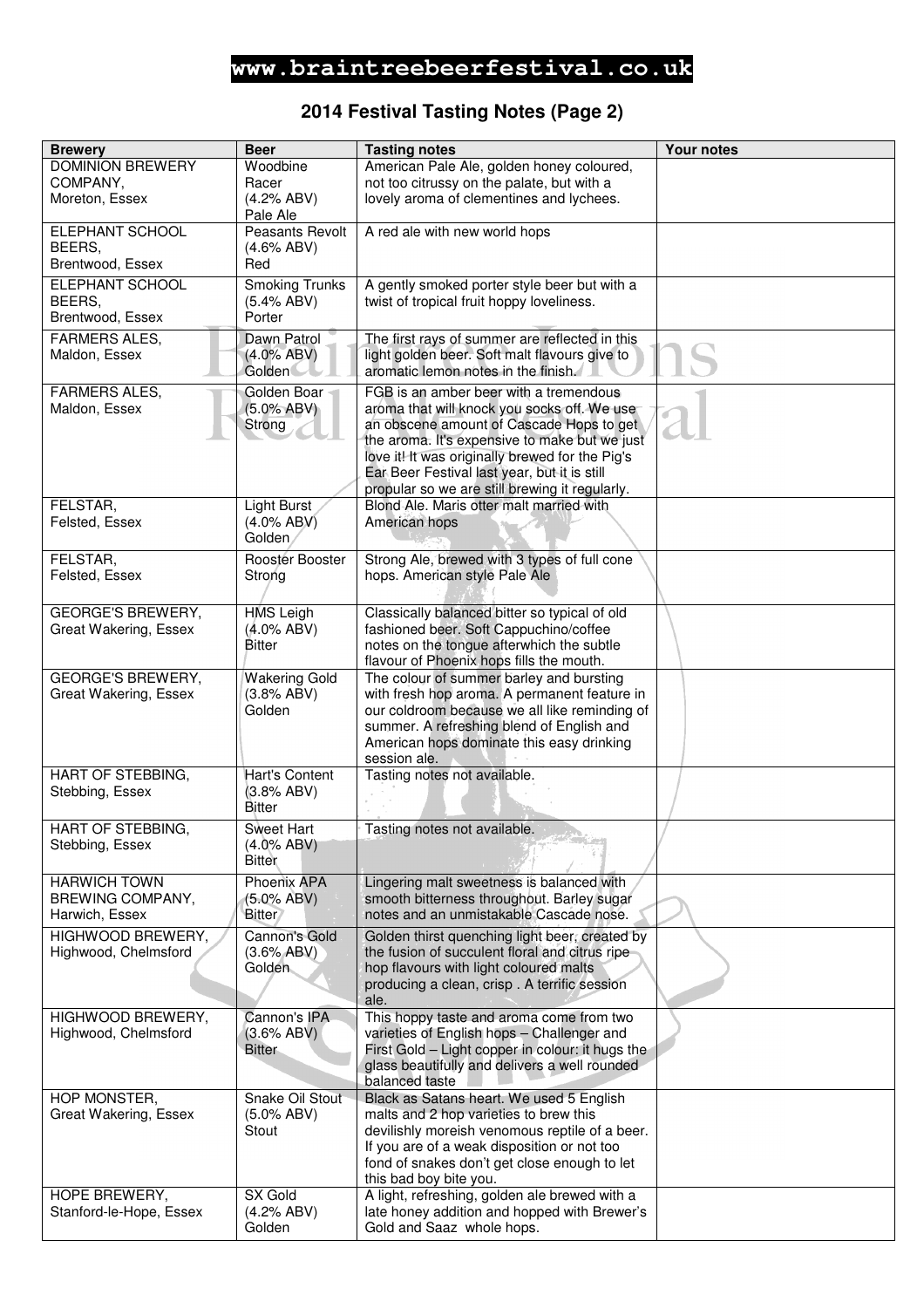**www.braintreebeerfestival.co.uk**

## 2014 Festival Tasting Notes (Page 2)

| Brewery | Beer | Tasting notes | Your notes |
|---|---|---|---|
| DOMINION BREWERY COMPANY, Moreton, Essex | Woodbine Racer (4.2% ABV) Pale Ale | American Pale Ale, golden honey coloured, not too citrussy on the palate, but with a lovely aroma of clementines and lychees. | |
| ELEPHANT SCHOOL BEERS, Brentwood, Essex | Peasants Revolt (4.6% ABV) Red | A red ale with new world hops | |
| ELEPHANT SCHOOL BEERS, Brentwood, Essex | Smoking Trunks (5.4% ABV) Porter | A gently smoked porter style beer but with a twist of tropical fruit hoppy loveliness. | |
| FARMERS ALES, Maldon, Essex | Dawn Patrol (4.0% ABV) Golden | The first rays of summer are reflected in this light golden beer. Soft malt flavours give to aromatic lemon notes in the finish. | |
| FARMERS ALES, Maldon, Essex | Golden Boar (5.0% ABV) Strong | FGB is an amber beer with a tremendous aroma that will knock you socks off. We use an obscene amount of Cascade Hops to get the aroma. It's expensive to make but we just love it! It was originally brewed for the Pig's Ear Beer Festival last year, but it is still propular so we are still brewing it regularly. | |
| FELSTAR, Felsted, Essex | Light Burst (4.0% ABV) Golden | Blond Ale. Maris otter malt married with American hops | |
| FELSTAR, Felsted, Essex | Rooster Booster Strong | Strong Ale, brewed with 3 types of full cone hops. American style Pale Ale | |
| GEORGE'S BREWERY, Great Wakering, Essex | HMS Leigh (4.0% ABV) Bitter | Classically balanced bitter so typical of old fashioned beer. Soft Cappuchino/coffee notes on the tongue afterwhich the subtle flavour of Phoenix hops fills the mouth. | |
| GEORGE'S BREWERY, Great Wakering, Essex | Wakering Gold (3.8% ABV) Golden | The colour of summer barley and bursting with fresh hop aroma. A permanent feature in our coldroom because we all like reminding of summer. A refreshing blend of English and American hops dominate this easy drinking session ale. | |
| HART OF STEBBING, Stebbing, Essex | Hart's Content (3.8% ABV) Bitter | Tasting notes not available. | |
| HART OF STEBBING, Stebbing, Essex | Sweet Hart (4.0% ABV) Bitter | Tasting notes not available. | |
| HARWICH TOWN BREWING COMPANY, Harwich, Essex | Phoenix APA (5.0% ABV) Bitter | Lingering malt sweetness is balanced with smooth bitterness throughout. Barley sugar notes and an unmistakable Cascade nose. | |
| HIGHWOOD BREWERY, Highwood, Chelmsford | Cannon's Gold (3.6% ABV) Golden | Golden thirst quenching light beer, created by the fusion of succulent floral and citrus ripe hop flavours with light coloured malts producing a clean, crisp . A terrific session ale. | |
| HIGHWOOD BREWERY, Highwood, Chelmsford | Cannon's IPA (3.6% ABV) Bitter | This hoppy taste and aroma come from two varieties of English hops – Challenger and First Gold – Light copper in colour: it hugs the glass beautifully and delivers a well rounded balanced taste | |
| HOP MONSTER, Great Wakering, Essex | Snake Oil Stout (5.0% ABV) Stout | Black as Satans heart. We used 5 English malts and 2 hop varieties to brew this devilishly moreish venomous reptile of a beer. If you are of a weak disposition or not too fond of snakes don't get close enough to let this bad boy bite you. | |
| HOPE BREWERY, Stanford-le-Hope, Essex | SX Gold (4.2% ABV) Golden | A light, refreshing, golden ale brewed with a late honey addition and hopped with Brewer's Gold and Saaz whole hops. | |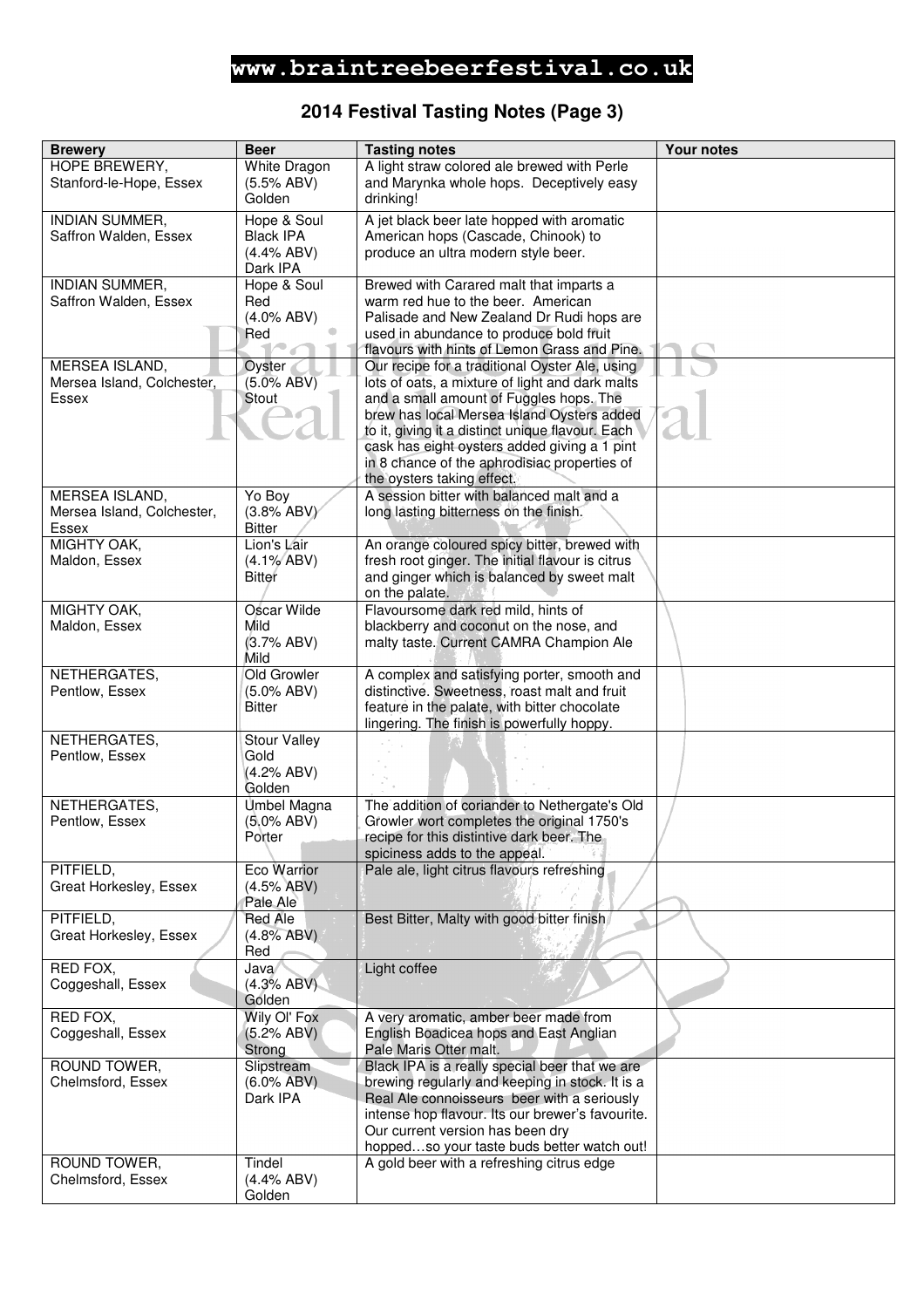**www.braintreebeerfestival.co.uk**

## 2014 Festival Tasting Notes (Page 3)

| Brewery | Beer | Tasting notes | Your notes |
|---|---|---|---|
| HOPE BREWERY, Stanford-le-Hope, Essex | White Dragon (5.5% ABV) Golden | A light straw colored ale brewed with Perle and Marynka whole hops. Deceptively easy drinking! | |
| INDIAN SUMMER, Saffron Walden, Essex | Hope & Soul Black IPA (4.4% ABV) Dark IPA | A jet black beer late hopped with aromatic American hops (Cascade, Chinook) to produce an ultra modern style beer. | |
| INDIAN SUMMER, Saffron Walden, Essex | Hope & Soul Red (4.0% ABV) Red | Brewed with Carared malt that imparts a warm red hue to the beer. American Palisade and New Zealand Dr Rudi hops are used in abundance to produce bold fruit flavours with hints of Lemon Grass and Pine. | |
| MERSEA ISLAND, Mersea Island, Colchester, Essex | Oyster (5.0% ABV) Stout | Our recipe for a traditional Oyster Ale, using lots of oats, a mixture of light and dark malts and a small amount of Fuggles hops. The brew has local Mersea Island Oysters added to it, giving it a distinct unique flavour. Each cask has eight oysters added giving a 1 pint in 8 chance of the aphrodisiac properties of the oysters taking effect. | |
| MERSEA ISLAND, Mersea Island, Colchester, Essex | Yo Boy (3.8% ABV) Bitter | A session bitter with balanced malt and a long lasting bitterness on the finish. | |
| MIGHTY OAK, Maldon, Essex | Lion's Lair (4.1% ABV) Bitter | An orange coloured spicy bitter, brewed with fresh root ginger. The initial flavour is citrus and ginger which is balanced by sweet malt on the palate. | |
| MIGHTY OAK, Maldon, Essex | Oscar Wilde Mild (3.7% ABV) Mild | Flavoursome dark red mild, hints of blackberry and coconut on the nose, and malty taste. Current CAMRA Champion Ale | |
| NETHERGATES, Pentlow, Essex | Old Growler (5.0% ABV) Bitter | A complex and satisfying porter, smooth and distinctive. Sweetness, roast malt and fruit feature in the palate, with bitter chocolate lingering. The finish is powerfully hoppy. | |
| NETHERGATES, Pentlow, Essex | Stour Valley Gold (4.2% ABV) Golden | | |
| NETHERGATES, Pentlow, Essex | Umbel Magna (5.0% ABV) Porter | The addition of coriander to Nethergate's Old Growler wort completes the original 1750's recipe for this distintive dark beer. The spiciness adds to the appeal. | |
| PITFIELD, Great Horkesley, Essex | Eco Warrior (4.5% ABV) Pale Ale | Pale ale, light citrus flavours refreshing | |
| PITFIELD, Great Horkesley, Essex | Red Ale (4.8% ABV) Red | Best Bitter, Malty with good bitter finish | |
| RED FOX, Coggeshall, Essex | Java (4.3% ABV) Golden | Light coffee | |
| RED FOX, Coggeshall, Essex | Wily Ol' Fox (5.2% ABV) Strong | A very aromatic, amber beer made from English Boadicea hops and East Anglian Pale Maris Otter malt. | |
| ROUND TOWER, Chelmsford, Essex | Slipstream (6.0% ABV) Dark IPA | Black IPA is a really special beer that we are brewing regularly and keeping in stock. It is a Real Ale connoisseurs beer with a seriously intense hop flavour. Its our brewer's favourite. Our current version has been dry hopped…so your taste buds better watch out! | |
| ROUND TOWER, Chelmsford, Essex | Tindel (4.4% ABV) Golden | A gold beer with a refreshing citrus edge | |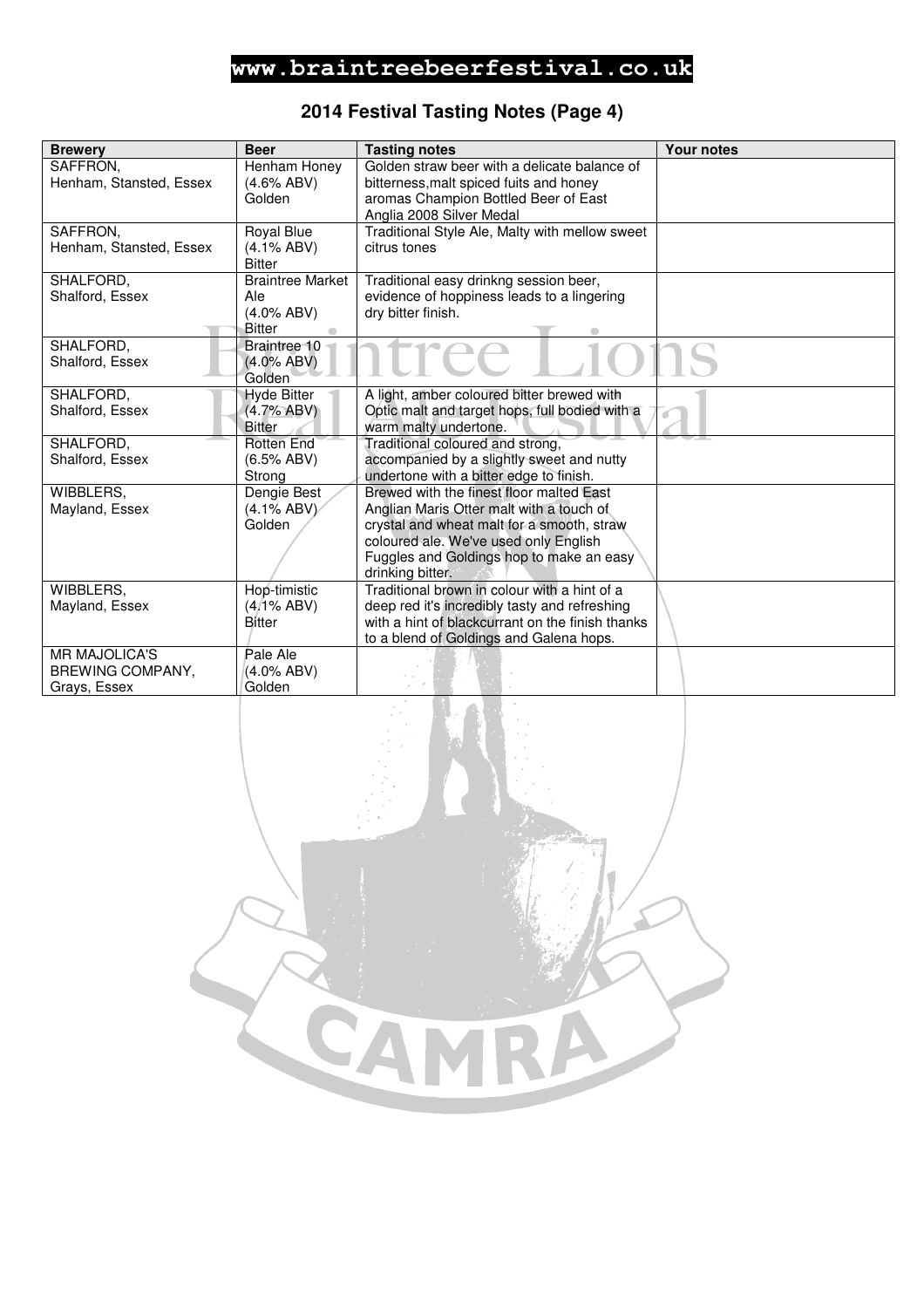**www.braintreebeerfestival.co.uk**

## 2014 Festival Tasting Notes (Page 4)

| Brewery | Beer | Tasting notes | Your notes |
|---|---|---|---|
| SAFFRON,<br>Henham, Stansted, Essex | Henham Honey<br>(4.6% ABV)<br>Golden | Golden straw beer with a delicate balance of bitterness,malt spiced fuits and honey aromas Champion Bottled Beer of East Anglia 2008 Silver Medal | |
| SAFFRON,<br>Henham, Stansted, Essex | Royal Blue<br>(4.1% ABV)<br>Bitter | Traditional Style Ale, Malty with mellow sweet citrus tones | |
| SHALFORD,<br>Shalford, Essex | Braintree Market Ale<br>(4.0% ABV)<br>Bitter | Traditional easy drinkng session beer, evidence of hoppiness leads to a lingering dry bitter finish. | |
| SHALFORD,<br>Shalford, Essex | Braintree 10<br>(4.0% ABV)<br>Golden | | |
| SHALFORD,<br>Shalford, Essex | Hyde Bitter<br>(4.7% ABV)<br>Bitter | A light, amber coloured bitter brewed with Optic malt and target hops, full bodied with a warm malty undertone. | |
| SHALFORD,<br>Shalford, Essex | Rotten End<br>(6.5% ABV)<br>Strong | Traditional coloured and strong, accompanied by a slightly sweet and nutty undertone with a bitter edge to finish. | |
| WIBBLERS,<br>Mayland, Essex | Dengie Best<br>(4.1% ABV)<br>Golden | Brewed with the finest floor malted East Anglian Maris Otter malt with a touch of crystal and wheat malt for a smooth, straw coloured ale. We've used only English Fuggles and Goldings hop to make an easy drinking bitter. | |
| WIBBLERS,<br>Mayland, Essex | Hop-timistic<br>(4.1% ABV)<br>Bitter | Traditional brown in colour with a hint of a deep red it's incredibly tasty and refreshing with a hint of blackcurrant on the finish thanks to a blend of Goldings and Galena hops. | |
| MR MAJOLICA'S BREWING COMPANY,<br>Grays, Essex | Pale Ale<br>(4.0% ABV)<br>Golden | | |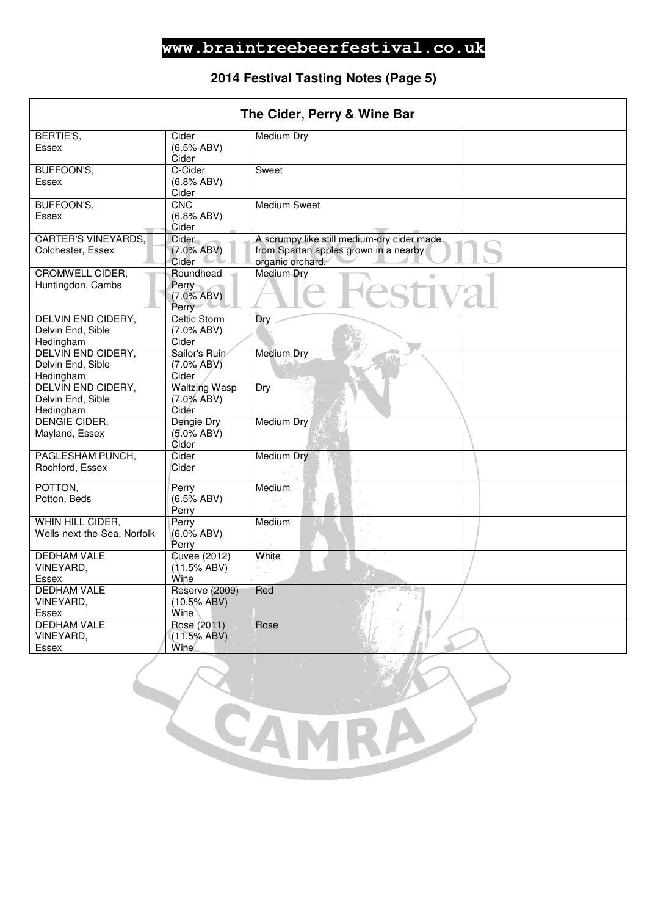# www.braintreebeerfestival.co.uk

## 2014 Festival Tasting Notes (Page 5)

| The Cider, Perry & Wine Bar | | | |
|---|---|---|---|
| BERTIE'S, Essex | Cider (6.5% ABV) Cider | Medium Dry | |
| BUFFOON'S, Essex | C-Cider (6.8% ABV) Cider | Sweet | |
| BUFFOON'S, Essex | CNC (6.8% ABV) Cider | Medium Sweet | |
| CARTER'S VINEYARDS, Colchester, Essex | Cider (7.0% ABV) Cider | A scrumpy like still medium-dry cider made from Spartan apples grown in a nearby organic orchard. | |
| CROMWELL CIDER, Huntingdon, Cambs | Roundhead Perry (7.0% ABV) Perry | Medium Dry | |
| DELVIN END CIDERY, Delvin End, Sible Hedingham | Celtic Storm (7.0% ABV) Cider | Dry | |
| DELVIN END CIDERY, Delvin End, Sible Hedingham | Sailor's Ruin (7.0% ABV) Cider | Medium Dry | |
| DELVIN END CIDERY, Delvin End, Sible Hedingham | Waltzing Wasp (7.0% ABV) Cider | Dry | |
| DENGIE CIDER, Mayland, Essex | Dengie Dry (5.0% ABV) Cider | Medium Dry | |
| PAGLESHAM PUNCH, Rochford, Essex | Cider Cider | Medium Dry | |
| POTTON, Potton, Beds | Perry (6.5% ABV) Perry | Medium | |
| WHIN HILL CIDER, Wells-next-the-Sea, Norfolk | Perry (6.0% ABV) Perry | Medium | |
| DEDHAM VALE VINEYARD, Essex | Cuvee (2012) (11.5% ABV) Wine | White | |
| DEDHAM VALE VINEYARD, Essex | Reserve (2009) (10.5% ABV) Wine | Red | |
| DEDHAM VALE VINEYARD, Essex | Rose (2011) (11.5% ABV) Wine | Rose | |